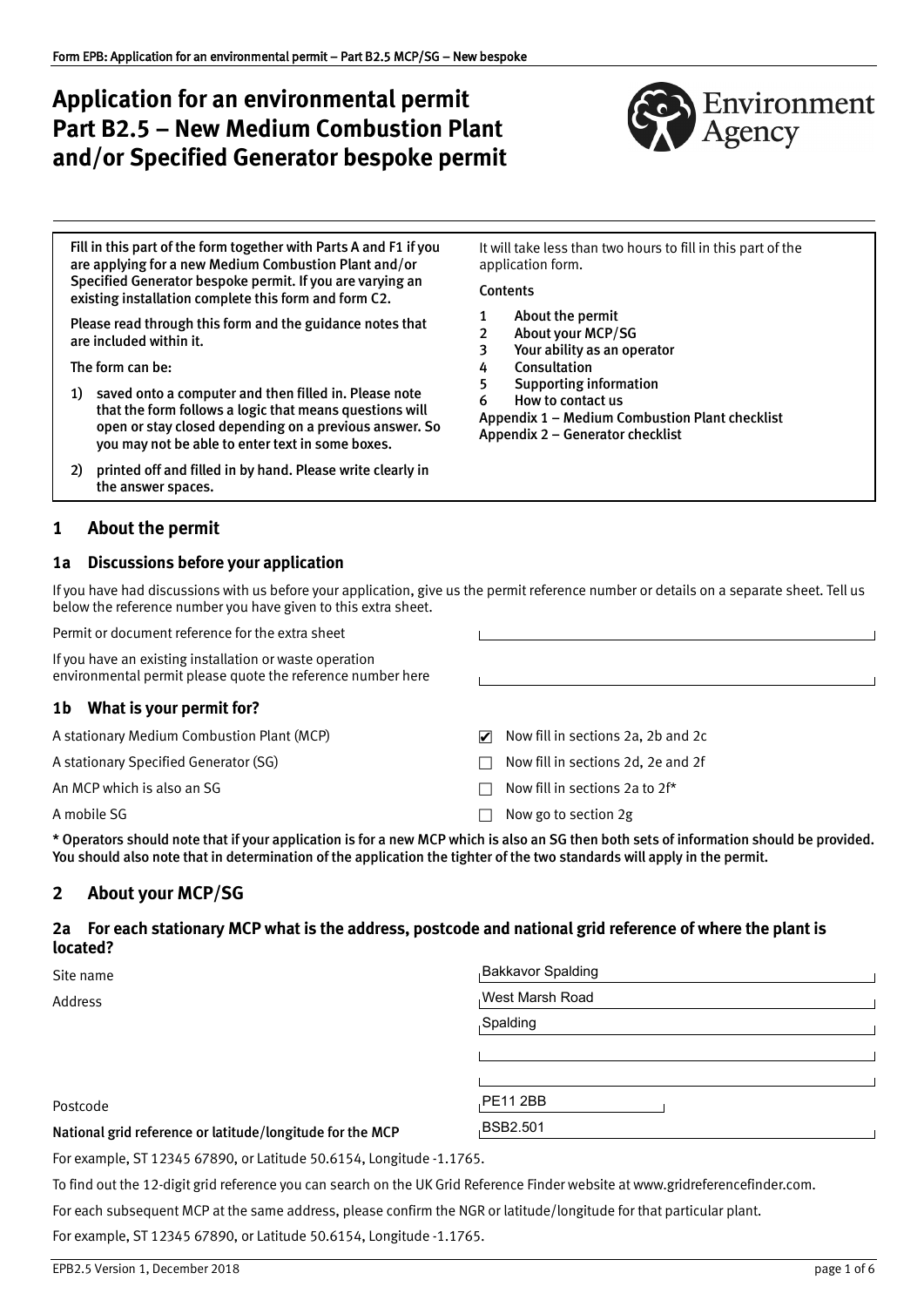# Application for an environmental permit Part B2.5 – New Medium Combustion Plant and/or Specified Generator bespoke permit

Fill in this part of the form together with Parts A and F1 if you are applying for a new Medium Combustion Plant and/or Specified Generator bespoke permit. If you are varying an existing installation complete this form and form C2.

Please read through this form and the guidance notes that are included within it.

The form can be:

1) saved onto a computer and then filled in. Please note that the form follows a logic that means questions will open or stay closed depending on a previous answer. So you may not be able to enter text in some boxes.
2) printed off and filled in by hand. Please write clearly in the answer spaces.

It will take less than two hours to fill in this part of the application form.

**Contents**

1 About the permit
2 About your MCP/SG
3 Your ability as an operator
4 Consultation
5 Supporting information
6 How to contact us
Appendix 1 – Medium Combustion Plant checklist
Appendix 2 – Generator checklist

## 1 About the permit

### 1a Discussions before your application

If you have had discussions with us before your application, give us the permit reference number or details on a separate sheet. Tell us below the reference number you have given to this extra sheet.

Permit or document reference for the extra sheet: 

If you have an existing installation or waste operation environmental permit please quote the reference number here: 

### 1b What is your permit for?

| | | |
|---|---|---|
| A stationary Medium Combustion Plant (MCP) | ☑ | Now fill in sections 2a, 2b and 2c |
| A stationary Specified Generator (SG) | ☐ | Now fill in sections 2d, 2e and 2f |
| An MCP which is also an SG | ☐ | Now fill in sections 2a to 2f* |
| A mobile SG | ☐ | Now go to section 2g |

**\* Operators should note that if your application is for a new MCP which is also an SG then both sets of information should be provided. You should also note that in determination of the application the tighter of the two standards will apply in the permit.**

## 2 About your MCP/SG

### 2a For each stationary MCP what is the address, postcode and national grid reference of where the plant is located?

Site name: Bakkavor Spalding

Address: West Marsh Road
Spalding

Postcode: PE11 2BB

**National grid reference or latitude/longitude for the MCP**: BSB2.501

For example, ST 12345 67890, or Latitude 50.6154, Longitude -1.1765.

To find out the 12-digit grid reference you can search on the UK Grid Reference Finder website at www.gridreferencefinder.com.

For each subsequent MCP at the same address, please confirm the NGR or latitude/longitude for that particular plant.

For example, ST 12345 67890, or Latitude 50.6154, Longitude -1.1765.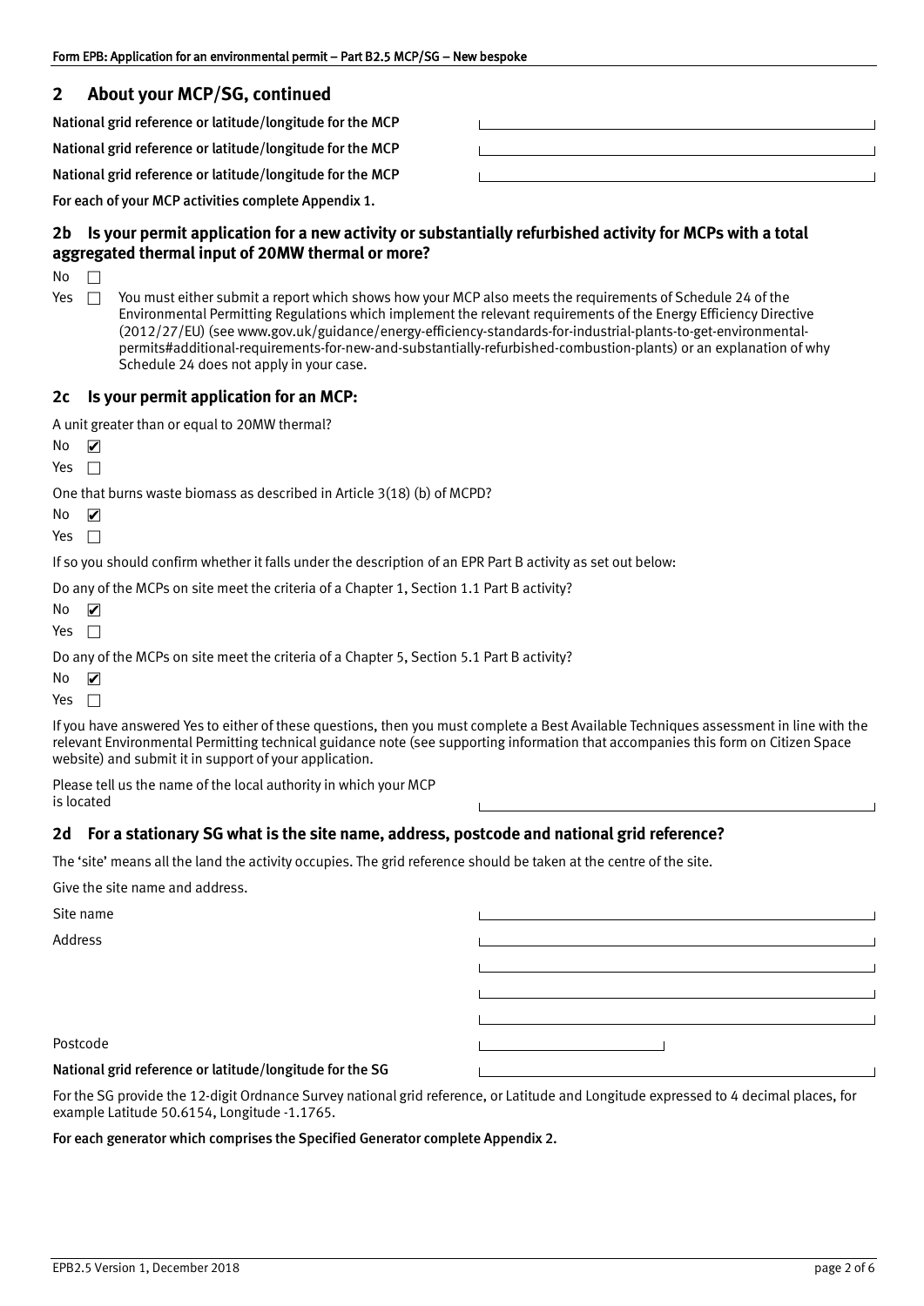## 2 About your MCP/SG, continued

**National grid reference or latitude/longitude for the MCP** \_\_\_\_\_\_\_\_\_\_\_\_\_\_\_\_

**National grid reference or latitude/longitude for the MCP** \_\_\_\_\_\_\_\_\_\_\_\_\_\_\_\_

**National grid reference or latitude/longitude for the MCP** \_\_\_\_\_\_\_\_\_\_\_\_\_\_\_\_

**For each of your MCP activities complete Appendix 1.**

### 2b Is your permit application for a new activity or substantially refurbished activity for MCPs with a total aggregated thermal input of 20MW thermal or more?

- [ ] No
- [ ] Yes — You must either submit a report which shows how your MCP also meets the requirements of Schedule 24 of the Environmental Permitting Regulations which implement the relevant requirements of the Energy Efficiency Directive (2012/27/EU) (see www.gov.uk/guidance/energy-efficiency-standards-for-industrial-plants-to-get-environmental-permits#additional-requirements-for-new-and-substantially-refurbished-combustion-plants) or an explanation of why Schedule 24 does not apply in your case.

### 2c Is your permit application for an MCP:

A unit greater than or equal to 20MW thermal?

- [x] No
- [ ] Yes

One that burns waste biomass as described in Article 3(18) (b) of MCPD?

- [x] No
- [ ] Yes

If so you should confirm whether it falls under the description of an EPR Part B activity as set out below:

Do any of the MCPs on site meet the criteria of a Chapter 1, Section 1.1 Part B activity?

- [x] No
- [ ] Yes

Do any of the MCPs on site meet the criteria of a Chapter 5, Section 5.1 Part B activity?

- [x] No
- [ ] Yes

If you have answered Yes to either of these questions, then you must complete a Best Available Techniques assessment in line with the relevant Environmental Permitting technical guidance note (see supporting information that accompanies this form on Citizen Space website) and submit it in support of your application.

Please tell us the name of the local authority in which your MCP is located \_\_\_\_\_\_\_\_\_\_\_\_\_\_\_\_

### 2d For a stationary SG what is the site name, address, postcode and national grid reference?

The 'site' means all the land the activity occupies. The grid reference should be taken at the centre of the site.

Give the site name and address.

Site name \_\_\_\_\_\_\_\_\_\_\_\_\_\_\_\_

Address \_\_\_\_\_\_\_\_\_\_\_\_\_\_\_\_

Postcode \_\_\_\_\_\_\_\_\_\_\_\_\_\_\_\_

**National grid reference or latitude/longitude for the SG** \_\_\_\_\_\_\_\_\_\_\_\_\_\_\_\_

For the SG provide the 12-digit Ordnance Survey national grid reference, or Latitude and Longitude expressed to 4 decimal places, for example Latitude 50.6154, Longitude -1.1765.

**For each generator which comprises the Specified Generator complete Appendix 2.**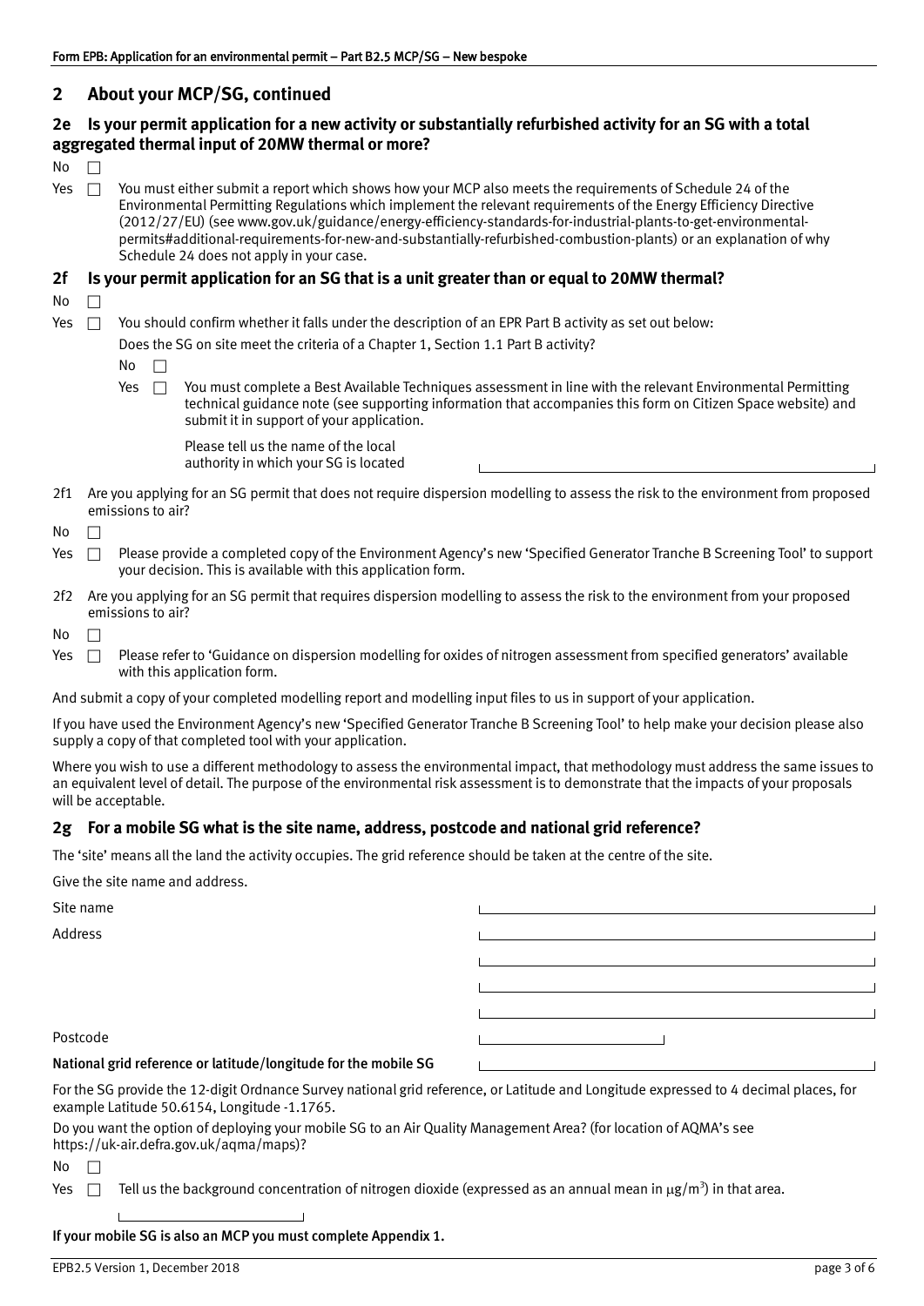## 2 About your MCP/SG, continued

### 2e Is your permit application for a new activity or substantially refurbished activity for an SG with a total aggregated thermal input of 20MW thermal or more?

No ☐

Yes ☐ You must either submit a report which shows how your MCP also meets the requirements of Schedule 24 of the Environmental Permitting Regulations which implement the relevant requirements of the Energy Efficiency Directive (2012/27/EU) (see www.gov.uk/guidance/energy-efficiency-standards-for-industrial-plants-to-get-environmental-permits#additional-requirements-for-new-and-substantially-refurbished-combustion-plants) or an explanation of why Schedule 24 does not apply in your case.

### 2f Is your permit application for an SG that is a unit greater than or equal to 20MW thermal?

No ☐

Yes ☐ You should confirm whether it falls under the description of an EPR Part B activity as set out below:

Does the SG on site meet the criteria of a Chapter 1, Section 1.1 Part B activity?

No ☐

Yes ☐ You must complete a Best Available Techniques assessment in line with the relevant Environmental Permitting technical guidance note (see supporting information that accompanies this form on Citizen Space website) and submit it in support of your application.

Please tell us the name of the local authority in which your SG is located ______

2f1 Are you applying for an SG permit that does not require dispersion modelling to assess the risk to the environment from proposed emissions to air?

No ☐

Yes ☐ Please provide a completed copy of the Environment Agency's new 'Specified Generator Tranche B Screening Tool' to support your decision. This is available with this application form.

2f2 Are you applying for an SG permit that requires dispersion modelling to assess the risk to the environment from your proposed emissions to air?

No ☐

Yes ☐ Please refer to 'Guidance on dispersion modelling for oxides of nitrogen assessment from specified generators' available with this application form.

And submit a copy of your completed modelling report and modelling input files to us in support of your application.

If you have used the Environment Agency's new 'Specified Generator Tranche B Screening Tool' to help make your decision please also supply a copy of that completed tool with your application.

Where you wish to use a different methodology to assess the environmental impact, that methodology must address the same issues to an equivalent level of detail. The purpose of the environmental risk assessment is to demonstrate that the impacts of your proposals will be acceptable.

### 2g For a mobile SG what is the site name, address, postcode and national grid reference?

The 'site' means all the land the activity occupies. The grid reference should be taken at the centre of the site.

Give the site name and address.

Site name ______

Address ______

______

______

______

Postcode ______

**National grid reference or latitude/longitude for the mobile SG** ______

For the SG provide the 12-digit Ordnance Survey national grid reference, or Latitude and Longitude expressed to 4 decimal places, for example Latitude 50.6154, Longitude -1.1765.

Do you want the option of deploying your mobile SG to an Air Quality Management Area? (for location of AQMA's see https://uk-air.defra.gov.uk/aqma/maps)?

No ☐

Yes ☐ Tell us the background concentration of nitrogen dioxide (expressed as an annual mean in $\mu g/m^3$) in that area.

______

**If your mobile SG is also an MCP you must complete Appendix 1.**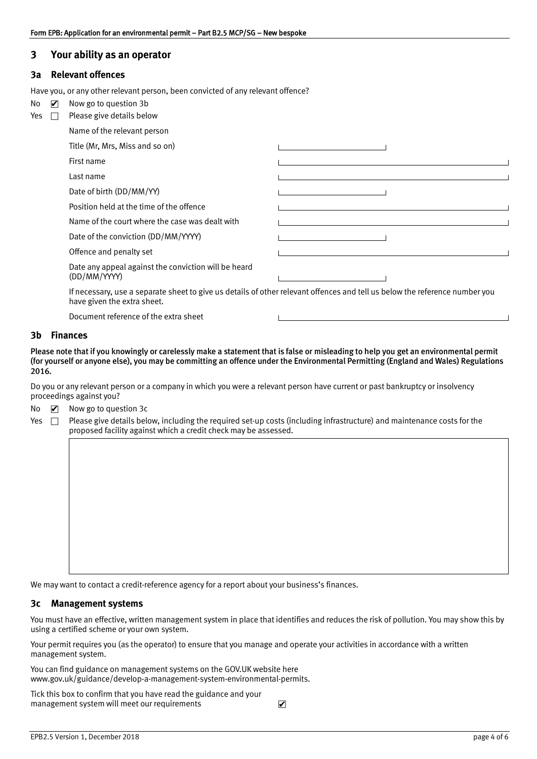## 3 Your ability as an operator

### 3a Relevant offences

Have you, or any other relevant person, been convicted of any relevant offence?

No ☑ Now go to question 3b

Yes ☐ Please give details below

Name of the relevant person

| | |
|---|---|
| Title (Mr, Mrs, Miss and so on) | |
| First name | |
| Last name | |
| Date of birth (DD/MM/YY) | |
| Position held at the time of the offence | |
| Name of the court where the case was dealt with | |
| Date of the conviction (DD/MM/YYYY) | |
| Offence and penalty set | |
| Date any appeal against the conviction will be heard (DD/MM/YYYY) | |

If necessary, use a separate sheet to give us details of other relevant offences and tell us below the reference number you have given the extra sheet.

Document reference of the extra sheet

### 3b Finances

**Please note that if you knowingly or carelessly make a statement that is false or misleading to help you get an environmental permit (for yourself or anyone else), you may be committing an offence under the Environmental Permitting (England and Wales) Regulations 2016.**

Do you or any relevant person or a company in which you were a relevant person have current or past bankruptcy or insolvency proceedings against you?

No ☑ Now go to question 3c

Yes ☐ Please give details below, including the required set-up costs (including infrastructure) and maintenance costs for the proposed facility against which a credit check may be assessed.

We may want to contact a credit-reference agency for a report about your business's finances.

### 3c Management systems

You must have an effective, written management system in place that identifies and reduces the risk of pollution. You may show this by using a certified scheme or your own system.

Your permit requires you (as the operator) to ensure that you manage and operate your activities in accordance with a written management system.

You can find guidance on management systems on the GOV.UK website here www.gov.uk/guidance/develop-a-management-system-environmental-permits.

Tick this box to confirm that you have read the guidance and your management system will meet our requirements ☑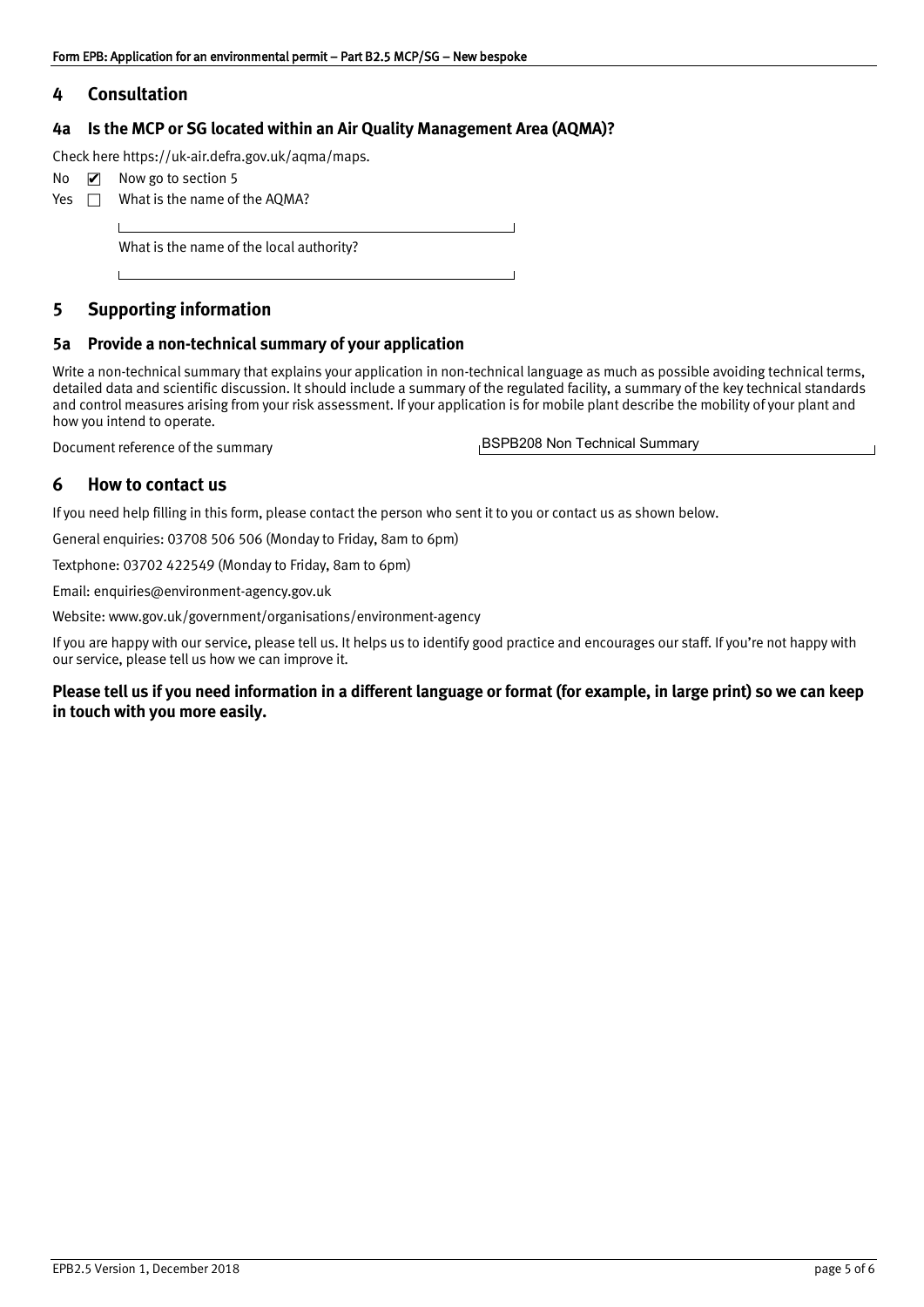## 4 Consultation

### 4a Is the MCP or SG located within an Air Quality Management Area (AQMA)?

Check here https://uk-air.defra.gov.uk/aqma/maps.

No ☑ Now go to section 5

Yes ☐ What is the name of the AQMA?

What is the name of the local authority?

## 5 Supporting information

### 5a Provide a non-technical summary of your application

Write a non-technical summary that explains your application in non-technical language as much as possible avoiding technical terms, detailed data and scientific discussion. It should include a summary of the regulated facility, a summary of the key technical standards and control measures arising from your risk assessment. If your application is for mobile plant describe the mobility of your plant and how you intend to operate.

Document reference of the summary: BSPB208 Non Technical Summary

## 6 How to contact us

If you need help filling in this form, please contact the person who sent it to you or contact us as shown below.

General enquiries: 03708 506 506 (Monday to Friday, 8am to 6pm)

Textphone: 03702 422549 (Monday to Friday, 8am to 6pm)

Email: enquiries@environment-agency.gov.uk

Website: www.gov.uk/government/organisations/environment-agency

If you are happy with our service, please tell us. It helps us to identify good practice and encourages our staff. If you're not happy with our service, please tell us how we can improve it.

**Please tell us if you need information in a different language or format (for example, in large print) so we can keep in touch with you more easily.**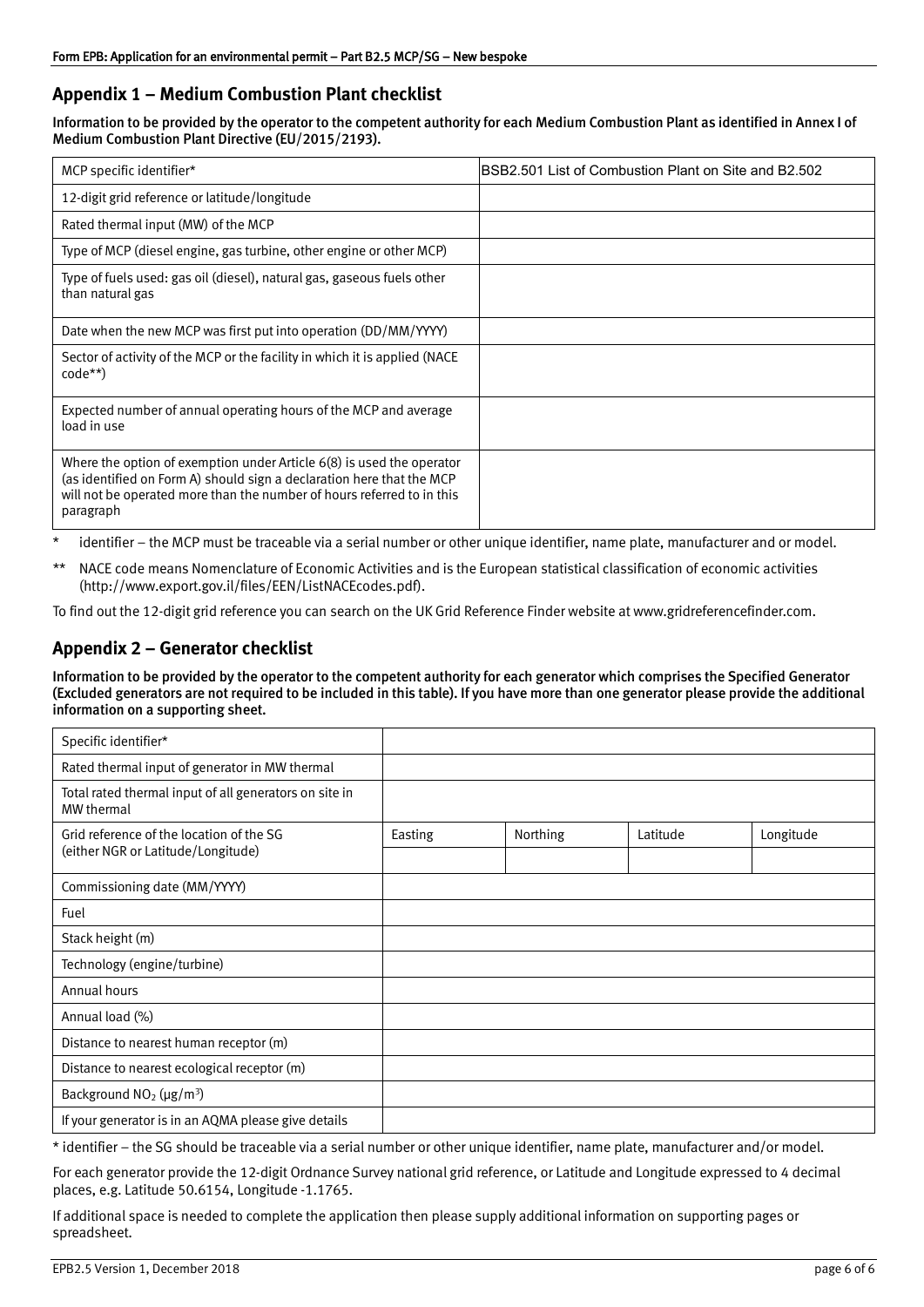## Appendix 1 – Medium Combustion Plant checklist

**Information to be provided by the operator to the competent authority for each Medium Combustion Plant as identified in Annex I of Medium Combustion Plant Directive (EU/2015/2193).**

| | |
|---|---|
| MCP specific identifier* | BSB2.501 List of Combustion Plant on Site and B2.502 |
| 12-digit grid reference or latitude/longitude | |
| Rated thermal input (MW) of the MCP | |
| Type of MCP (diesel engine, gas turbine, other engine or other MCP) | |
| Type of fuels used: gas oil (diesel), natural gas, gaseous fuels other than natural gas | |
| Date when the new MCP was first put into operation (DD/MM/YYYY) | |
| Sector of activity of the MCP or the facility in which it is applied (NACE code**) | |
| Expected number of annual operating hours of the MCP and average load in use | |
| Where the option of exemption under Article 6(8) is used the operator (as identified on Form A) should sign a declaration here that the MCP will not be operated more than the number of hours referred to in this paragraph | |

\* identifier – the MCP must be traceable via a serial number or other unique identifier, name plate, manufacturer and or model.

** NACE code means Nomenclature of Economic Activities and is the European statistical classification of economic activities (http://www.export.gov.il/files/EEN/ListNACEcodes.pdf).

To find out the 12-digit grid reference you can search on the UK Grid Reference Finder website at www.gridreferencefinder.com.

## Appendix 2 – Generator checklist

**Information to be provided by the operator to the competent authority for each generator which comprises the Specified Generator (Excluded generators are not required to be included in this table). If you have more than one generator please provide the additional information on a supporting sheet.**

| | | | | |
|---|---|---|---|---|
| Specific identifier* | | | | |
| Rated thermal input of generator in MW thermal | | | | |
| Total rated thermal input of all generators on site in MW thermal | | | | |
| Grid reference of the location of the SG (either NGR or Latitude/Longitude) | Easting | Northing | Latitude | Longitude |
| | | | | |
| Commissioning date (MM/YYYY) | | | | |
| Fuel | | | | |
| Stack height (m) | | | | |
| Technology (engine/turbine) | | | | |
| Annual hours | | | | |
| Annual load (%) | | | | |
| Distance to nearest human receptor (m) | | | | |
| Distance to nearest ecological receptor (m) | | | | |
| Background $NO_2$ ($\mu g/m^3$) | | | | |
| If your generator is in an AQMA please give details | | | | |

\* identifier – the SG should be traceable via a serial number or other unique identifier, name plate, manufacturer and/or model.

For each generator provide the 12-digit Ordnance Survey national grid reference, or Latitude and Longitude expressed to 4 decimal places, e.g. Latitude 50.6154, Longitude -1.1765.

If additional space is needed to complete the application then please supply additional information on supporting pages or spreadsheet.